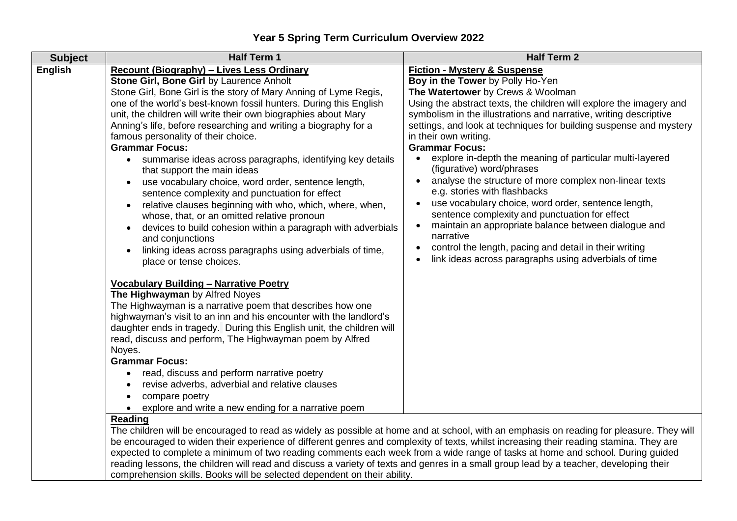# Year 5 Spring Term Curriculum Overview 2022

| Subject | Half Term 1 | Half Term 2 |
|---|---|---|
| **English** | **Recount (Biography) – Lives Less Ordinary**<br>**Stone Girl, Bone Girl** by Laurence Anholt<br>Stone Girl, Bone Girl is the story of Mary Anning of Lyme Regis, one of the world's best-known fossil hunters. During this English unit, the children will write their own biographies about Mary Anning's life, before researching and writing a biography for a famous personality of their choice.<br>**Grammar Focus:**<br>• summarise ideas across paragraphs, identifying key details that support the main ideas<br>• use vocabulary choice, word order, sentence length, sentence complexity and punctuation for effect<br>• relative clauses beginning with who, which, where, when, whose, that, or an omitted relative pronoun<br>• devices to build cohesion within a paragraph with adverbials and conjunctions<br>• linking ideas across paragraphs using adverbials of time, place or tense choices.<br><br>**Vocabulary Building – Narrative Poetry**<br>**The Highwayman** by Alfred Noyes<br>The Highwayman is a narrative poem that describes how one highwayman's visit to an inn and his encounter with the landlord's daughter ends in tragedy. During this English unit, the children will read, discuss and perform, The Highwayman poem by Alfred Noyes.<br>**Grammar Focus:**<br>• read, discuss and perform narrative poetry<br>• revise adverbs, adverbial and relative clauses<br>• compare poetry<br>• explore and write a new ending for a narrative poem | **Fiction - Mystery & Suspense**<br>**Boy in the Tower** by Polly Ho-Yen<br>**The Watertower** by Crews & Woolman<br>Using the abstract texts, the children will explore the imagery and symbolism in the illustrations and narrative, writing descriptive settings, and look at techniques for building suspense and mystery in their own writing.<br>**Grammar Focus:**<br>• explore in-depth the meaning of particular multi-layered (figurative) word/phrases<br>• analyse the structure of more complex non-linear texts e.g. stories with flashbacks<br>• use vocabulary choice, word order, sentence length, sentence complexity and punctuation for effect<br>• maintain an appropriate balance between dialogue and narrative<br>• control the length, pacing and detail in their writing<br>• link ideas across paragraphs using adverbials of time |
| | **Reading**<br>The children will be encouraged to read as widely as possible at home and at school, with an emphasis on reading for pleasure. They will be encouraged to widen their experience of different genres and complexity of texts, whilst increasing their reading stamina. They are expected to complete a minimum of two reading comments each week from a wide range of tasks at home and school. During guided reading lessons, the children will read and discuss a variety of texts and genres in a small group lead by a teacher, developing their comprehension skills. Books will be selected dependent on their ability. | |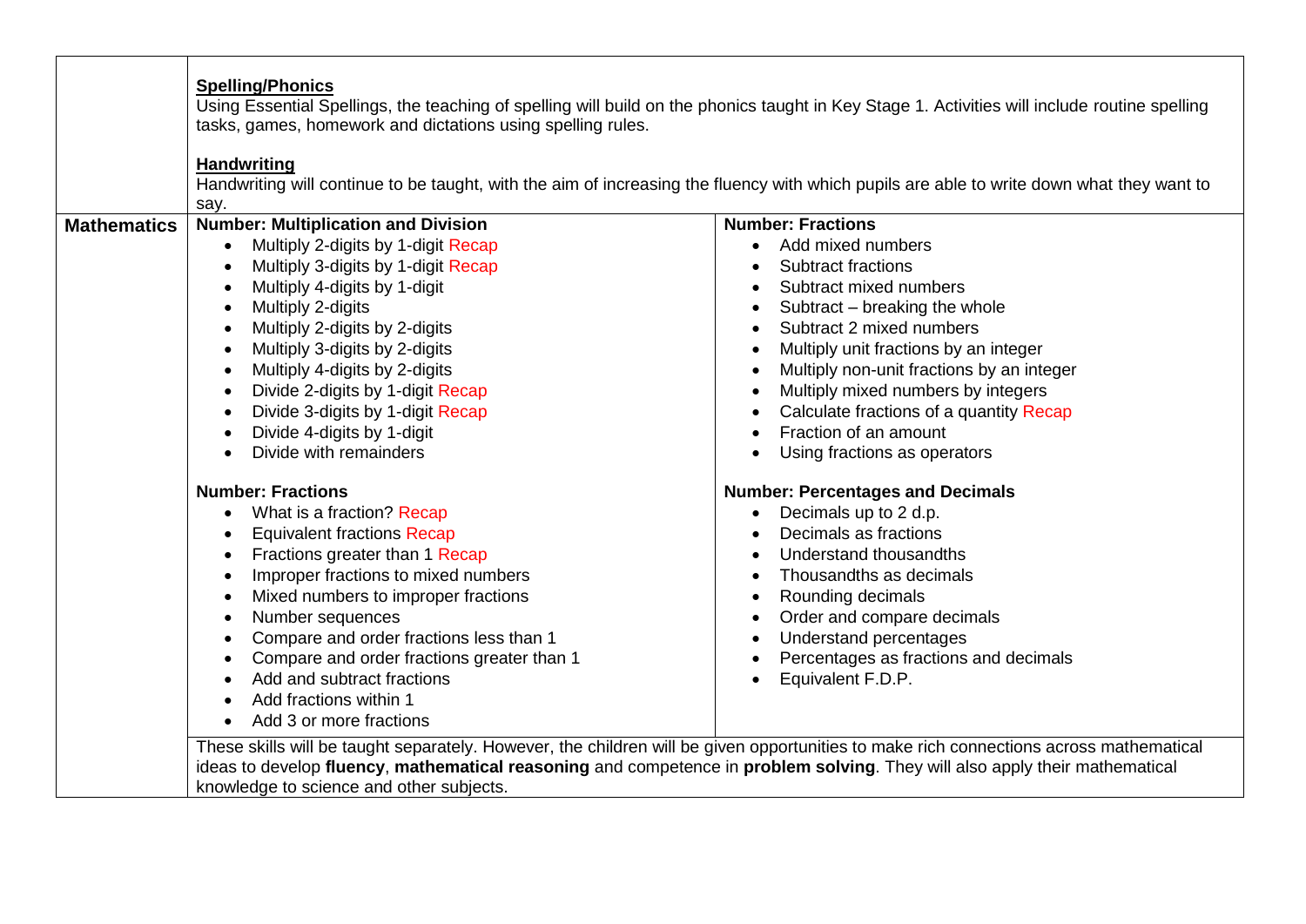| | | |
|---|---|---|
| | **Spelling/Phonics**<br>Using Essential Spellings, the teaching of spelling will build on the phonics taught in Key Stage 1. Activities will include routine spelling tasks, games, homework and dictations using spelling rules.<br><br>**Handwriting**<br>Handwriting will continue to be taught, with the aim of increasing the fluency with which pupils are able to write down what they want to say. | |
| **Mathematics** | **Number: Multiplication and Division**<br>• Multiply 2-digits by 1-digit Recap<br>• Multiply 3-digits by 1-digit Recap<br>• Multiply 4-digits by 1-digit<br>• Multiply 2-digits<br>• Multiply 2-digits by 2-digits<br>• Multiply 3-digits by 2-digits<br>• Multiply 4-digits by 2-digits<br>• Divide 2-digits by 1-digit Recap<br>• Divide 3-digits by 1-digit Recap<br>• Divide 4-digits by 1-digit<br>• Divide with remainders<br><br>**Number: Fractions**<br>• What is a fraction? Recap<br>• Equivalent fractions Recap<br>• Fractions greater than 1 Recap<br>• Improper fractions to mixed numbers<br>• Mixed numbers to improper fractions<br>• Number sequences<br>• Compare and order fractions less than 1<br>• Compare and order fractions greater than 1<br>• Add and subtract fractions<br>• Add fractions within 1<br>• Add 3 or more fractions | **Number: Fractions**<br>• Add mixed numbers<br>• Subtract fractions<br>• Subtract mixed numbers<br>• Subtract – breaking the whole<br>• Subtract 2 mixed numbers<br>• Multiply unit fractions by an integer<br>• Multiply non-unit fractions by an integer<br>• Multiply mixed numbers by integers<br>• Calculate fractions of a quantity Recap<br>• Fraction of an amount<br>• Using fractions as operators<br><br>**Number: Percentages and Decimals**<br>• Decimals up to 2 d.p.<br>• Decimals as fractions<br>• Understand thousandths<br>• Thousandths as decimals<br>• Rounding decimals<br>• Order and compare decimals<br>• Understand percentages<br>• Percentages as fractions and decimals<br>• Equivalent F.D.P. |
| | These skills will be taught separately. However, the children will be given opportunities to make rich connections across mathematical ideas to develop **fluency**, **mathematical reasoning** and competence in **problem solving**. They will also apply their mathematical knowledge to science and other subjects. | |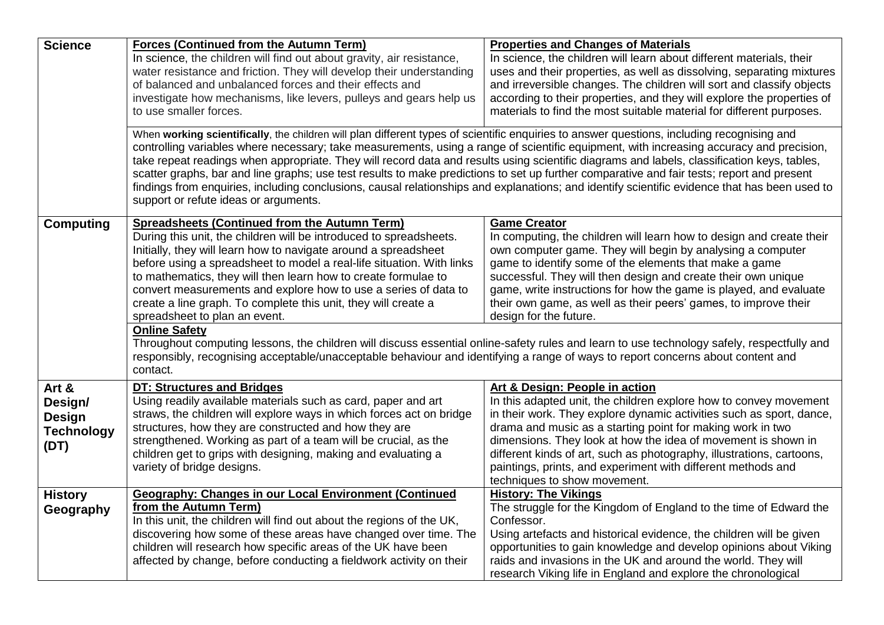| | | |
|---|---|---|
| **Science** | **Forces (Continued from the Autumn Term)**<br>In science, the children will find out about gravity, air resistance, water resistance and friction. They will develop their understanding of balanced and unbalanced forces and their effects and investigate how mechanisms, like levers, pulleys and gears help us to use smaller forces. | **Properties and Changes of Materials**<br>In science, the children will learn about different materials, their uses and their properties, as well as dissolving, separating mixtures and irreversible changes. The children will sort and classify objects according to their properties, and they will explore the properties of materials to find the most suitable material for different purposes. |
| | When **working scientifically**, the children will plan different types of scientific enquiries to answer questions, including recognising and controlling variables where necessary; take measurements, using a range of scientific equipment, with increasing accuracy and precision, take repeat readings when appropriate. They will record data and results using scientific diagrams and labels, classification keys, tables, scatter graphs, bar and line graphs; use test results to make predictions to set up further comparative and fair tests; report and present findings from enquiries, including conclusions, causal relationships and explanations; and identify scientific evidence that has been used to support or refute ideas or arguments. | |
| **Computing** | **Spreadsheets (Continued from the Autumn Term)**<br>During this unit, the children will be introduced to spreadsheets. Initially, they will learn how to navigate around a spreadsheet before using a spreadsheet to model a real-life situation. With links to mathematics, they will then learn how to create formulae to convert measurements and explore how to use a series of data to create a line graph. To complete this unit, they will create a spreadsheet to plan an event. | **Game Creator**<br>In computing, the children will learn how to design and create their own computer game. They will begin by analysing a computer game to identify some of the elements that make a game successful. They will then design and create their own unique game, write instructions for how the game is played, and evaluate their own game, as well as their peers' games, to improve their design for the future. |
| | **Online Safety**<br>Throughout computing lessons, the children will discuss essential online-safety rules and learn to use technology safely, respectfully and responsibly, recognising acceptable/unacceptable behaviour and identifying a range of ways to report concerns about content and contact. | |
| **Art & Design/ Design Technology (DT)** | **DT: Structures and Bridges**<br>Using readily available materials such as card, paper and art straws, the children will explore ways in which forces act on bridge structures, how they are constructed and how they are strengthened. Working as part of a team will be crucial, as the children get to grips with designing, making and evaluating a variety of bridge designs. | **Art & Design: People in action**<br>In this adapted unit, the children explore how to convey movement in their work. They explore dynamic activities such as sport, dance, drama and music as a starting point for making work in two dimensions. They look at how the idea of movement is shown in different kinds of art, such as photography, illustrations, cartoons, paintings, prints, and experiment with different methods and techniques to show movement. |
| **History Geography** | **Geography: Changes in our Local Environment (Continued from the Autumn Term)**<br>In this unit, the children will find out about the regions of the UK, discovering how some of these areas have changed over time. The children will research how specific areas of the UK have been affected by change, before conducting a fieldwork activity on their | **History: The Vikings**<br>The struggle for the Kingdom of England to the time of Edward the Confessor.<br>Using artefacts and historical evidence, the children will be given opportunities to gain knowledge and develop opinions about Viking raids and invasions in the UK and around the world. They will research Viking life in England and explore the chronological |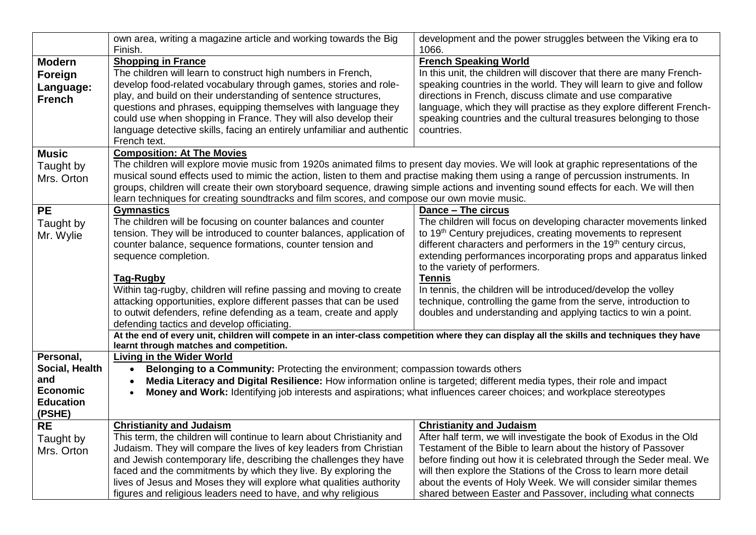| | | |
|---|---|---|
| | own area, writing a magazine article and working towards the Big Finish. | development and the power struggles between the Viking era to 1066. |
| **Modern Foreign Language: French** | **Shopping in France**<br>The children will learn to construct high numbers in French, develop food-related vocabulary through games, stories and role-play, and build on their understanding of sentence structures, questions and phrases, equipping themselves with language they could use when shopping in France. They will also develop their language detective skills, facing an entirely unfamiliar and authentic French text. | **French Speaking World**<br>In this unit, the children will discover that there are many French-speaking countries in the world. They will learn to give and follow directions in French, discuss climate and use comparative language, which they will practise as they explore different French-speaking countries and the cultural treasures belonging to those countries. |
| **Music** Taught by Mrs. Orton | **Composition: At The Movies**<br>The children will explore movie music from 1920s animated films to present day movies. We will look at graphic representations of the musical sound effects used to mimic the action, listen to them and practise making them using a range of percussion instruments. In groups, children will create their own storyboard sequence, drawing simple actions and inventing sound effects for each. We will then learn techniques for creating soundtracks and film scores, and compose our own movie music. | |
| **PE** Taught by Mr. Wylie | **Gymnastics**<br>The children will be focusing on counter balances and counter tension. They will be introduced to counter balances, application of counter balance, sequence formations, counter tension and sequence completion.<br><br>**Tag-Rugby**<br>Within tag-rugby, children will refine passing and moving to create attacking opportunities, explore different passes that can be used to outwit defenders, refine defending as a team, create and apply defending tactics and develop officiating. | **Dance – The circus**<br>The children will focus on developing character movements linked to 19th Century prejudices, creating movements to represent different characters and performers in the 19th century circus, extending performances incorporating props and apparatus linked to the variety of performers.<br><br>**Tennis**<br>In tennis, the children will be introduced/develop the volley technique, controlling the game from the serve, introduction to doubles and understanding and applying tactics to win a point. |
| | **At the end of every unit, children will compete in an inter-class competition where they can display all the skills and techniques they have learnt through matches and competition.** | |
| **Personal, Social, Health and Economic Education (PSHE)** | **Living in the Wider World**<br>• **Belonging to a Community:** Protecting the environment; compassion towards others<br>• **Media Literacy and Digital Resilience:** How information online is targeted; different media types, their role and impact<br>• **Money and Work:** Identifying job interests and aspirations; what influences career choices; and workplace stereotypes | |
| **RE** Taught by Mrs. Orton | **Christianity and Judaism**<br>This term, the children will continue to learn about Christianity and Judaism. They will compare the lives of key leaders from Christian and Jewish contemporary life, describing the challenges they have faced and the commitments by which they live. By exploring the lives of Jesus and Moses they will explore what qualities authority figures and religious leaders need to have, and why religious | **Christianity and Judaism**<br>After half term, we will investigate the book of Exodus in the Old Testament of the Bible to learn about the history of Passover before finding out how it is celebrated through the Seder meal. We will then explore the Stations of the Cross to learn more detail about the events of Holy Week. We will consider similar themes shared between Easter and Passover, including what connects |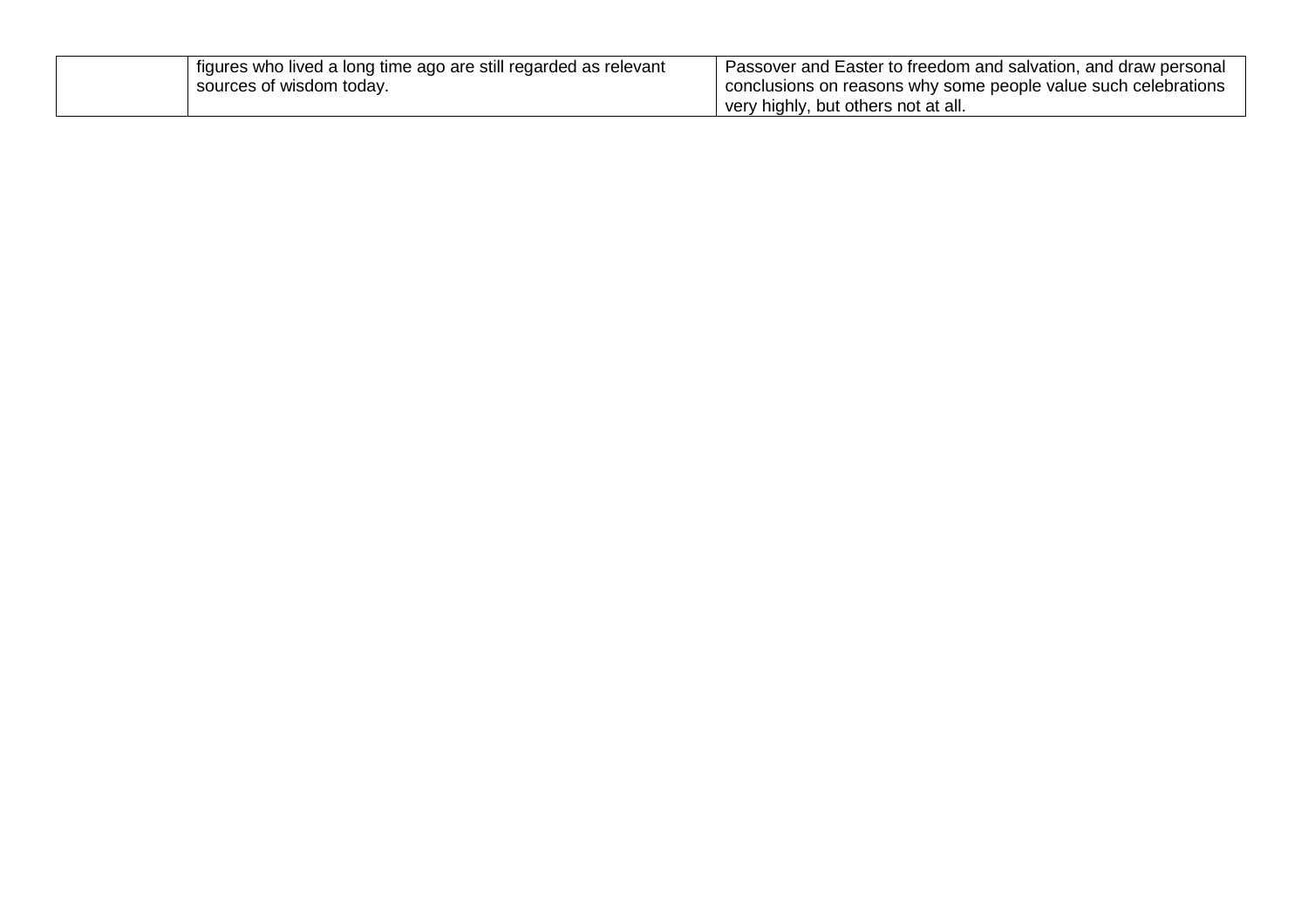| | | |
|---|---|---|
| | figures who lived a long time ago are still regarded as relevant sources of wisdom today. | Passover and Easter to freedom and salvation, and draw personal conclusions on reasons why some people value such celebrations very highly, but others not at all. |